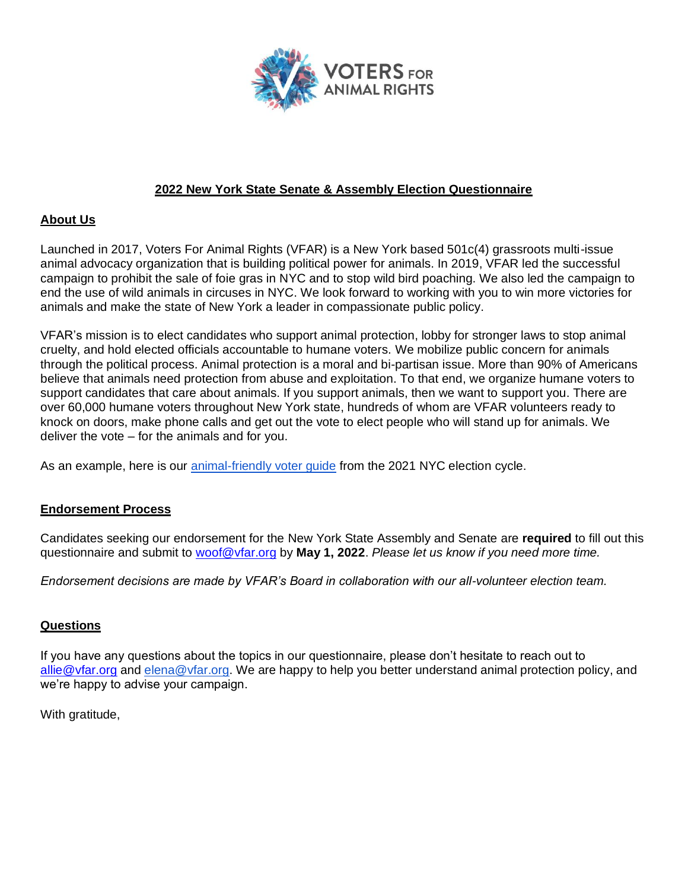VOTERS FOR ANIMAL RIGHTS

## 2022 New York State Senate & Assembly Election Questionnaire

### About Us

Launched in 2017, Voters For Animal Rights (VFAR) is a New York based 501c(4) grassroots multi-issue animal advocacy organization that is building political power for animals. In 2019, VFAR led the successful campaign to prohibit the sale of foie gras in NYC and to stop wild bird poaching. We also led the campaign to end the use of wild animals in circuses in NYC. We look forward to working with you to win more victories for animals and make the state of New York a leader in compassionate public policy.

VFAR's mission is to elect candidates who support animal protection, lobby for stronger laws to stop animal cruelty, and hold elected officials accountable to humane voters. We mobilize public concern for animals through the political process. Animal protection is a moral and bi-partisan issue. More than 90% of Americans believe that animals need protection from abuse and exploitation. To that end, we organize humane voters to support candidates that care about animals. If you support animals, then we want to support you. There are over 60,000 humane voters throughout New York state, hundreds of whom are VFAR volunteers ready to knock on doors, make phone calls and get out the vote to elect people who will stand up for animals. We deliver the vote – for the animals and for you.

As an example, here is our animal-friendly voter guide from the 2021 NYC election cycle.

### Endorsement Process

Candidates seeking our endorsement for the New York State Assembly and Senate are **required** to fill out this questionnaire and submit to woof@vfar.org by **May 1, 2022**. *Please let us know if you need more time.*

*Endorsement decisions are made by VFAR's Board in collaboration with our all-volunteer election team.*

### Questions

If you have any questions about the topics in our questionnaire, please don't hesitate to reach out to allie@vfar.org and elena@vfar.org. We are happy to help you better understand animal protection policy, and we're happy to advise your campaign.

With gratitude,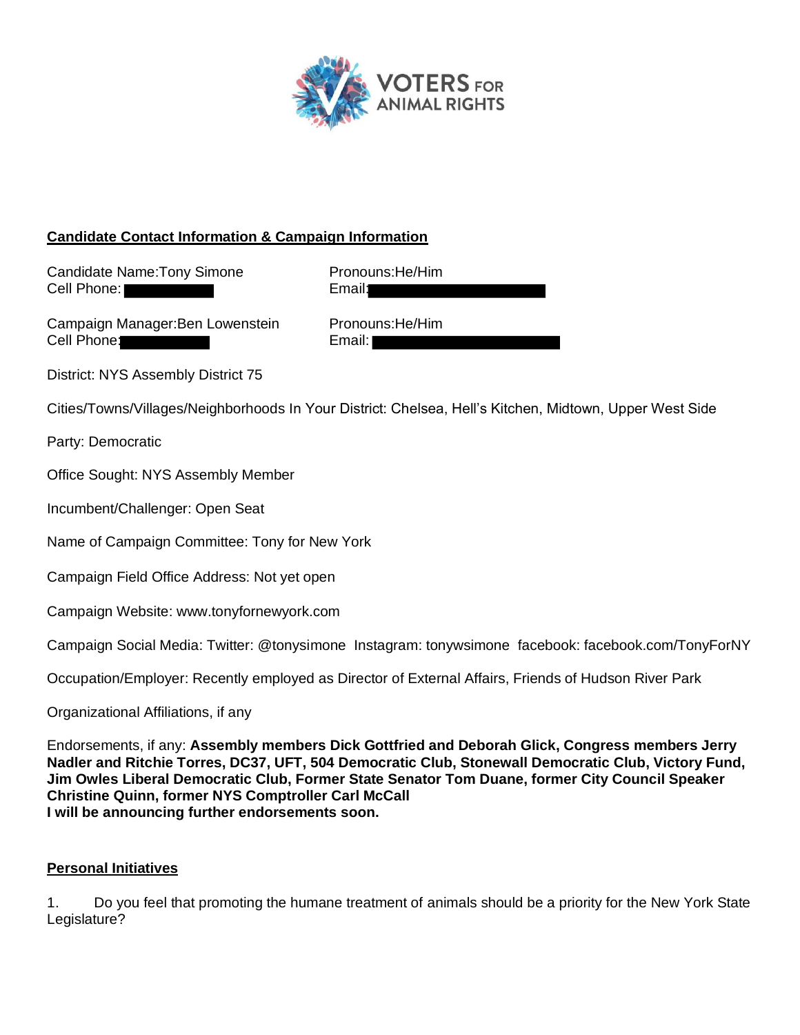VOTERS FOR ANIMAL RIGHTS

**Candidate Contact Information & Campaign Information**

Candidate Name:Tony Simone
Cell Phone:

Pronouns:He/Him
Email:

Campaign Manager:Ben Lowenstein
Cell Phone:

Pronouns:He/Him
Email:

District: NYS Assembly District 75

Cities/Towns/Villages/Neighborhoods In Your District: Chelsea, Hell's Kitchen, Midtown, Upper West Side

Party: Democratic

Office Sought: NYS Assembly Member

Incumbent/Challenger: Open Seat

Name of Campaign Committee: Tony for New York

Campaign Field Office Address: Not yet open

Campaign Website: www.tonyfornewyork.com

Campaign Social Media: Twitter: @tonysimone Instagram: tonywsimone facebook: facebook.com/TonyForNY

Occupation/Employer: Recently employed as Director of External Affairs, Friends of Hudson River Park

Organizational Affiliations, if any

Endorsements, if any: **Assembly members Dick Gottfried and Deborah Glick, Congress members Jerry Nadler and Ritchie Torres, DC37, UFT, 504 Democratic Club, Stonewall Democratic Club, Victory Fund, Jim Owles Liberal Democratic Club, Former State Senator Tom Duane, former City Council Speaker Christine Quinn, former NYS Comptroller Carl McCall**
**I will be announcing further endorsements soon.**

**Personal Initiatives**

1. Do you feel that promoting the humane treatment of animals should be a priority for the New York State Legislature?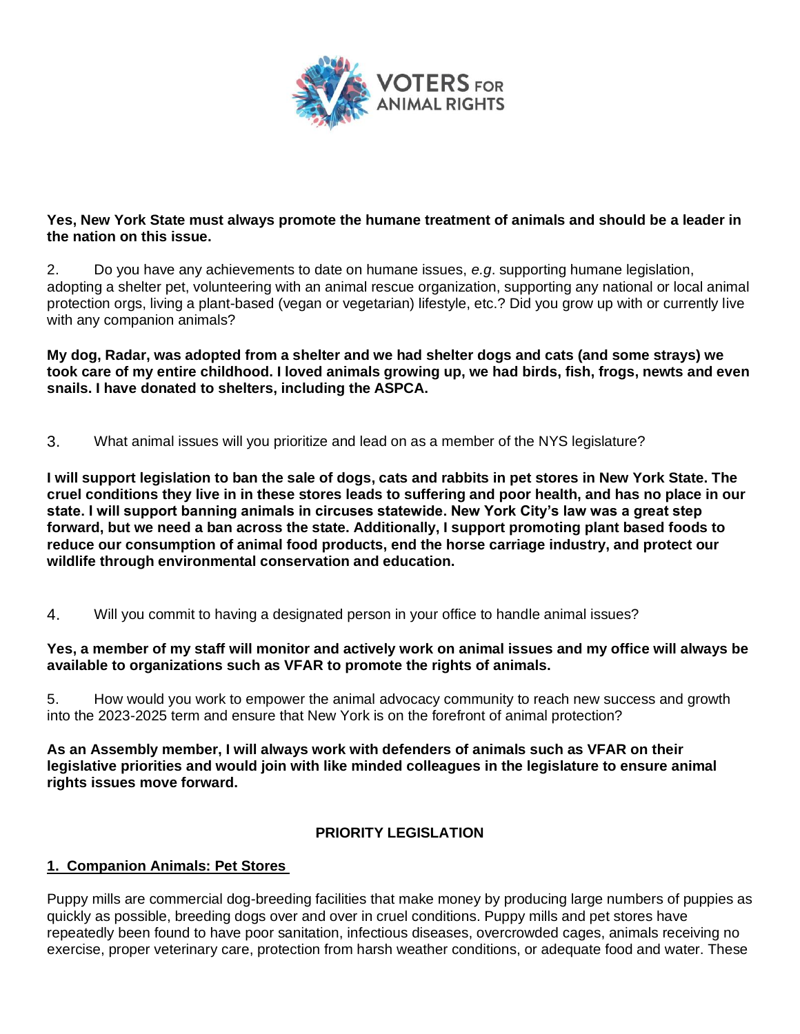**Yes, New York State must always promote the humane treatment of animals and should be a leader in the nation on this issue.**

2. Do you have any achievements to date on humane issues, *e.g*. supporting humane legislation, adopting a shelter pet, volunteering with an animal rescue organization, supporting any national or local animal protection orgs, living a plant-based (vegan or vegetarian) lifestyle, etc.? Did you grow up with or currently live with any companion animals?

**My dog, Radar, was adopted from a shelter and we had shelter dogs and cats (and some strays) we took care of my entire childhood. I loved animals growing up, we had birds, fish, frogs, newts and even snails. I have donated to shelters, including the ASPCA.**

3. What animal issues will you prioritize and lead on as a member of the NYS legislature?

**I will support legislation to ban the sale of dogs, cats and rabbits in pet stores in New York State. The cruel conditions they live in in these stores leads to suffering and poor health, and has no place in our state. I will support banning animals in circuses statewide. New York City's law was a great step forward, but we need a ban across the state. Additionally, I support promoting plant based foods to reduce our consumption of animal food products, end the horse carriage industry, and protect our wildlife through environmental conservation and education.**

4. Will you commit to having a designated person in your office to handle animal issues?

**Yes, a member of my staff will monitor and actively work on animal issues and my office will always be available to organizations such as VFAR to promote the rights of animals.**

5. How would you work to empower the animal advocacy community to reach new success and growth into the 2023-2025 term and ensure that New York is on the forefront of animal protection?

**As an Assembly member, I will always work with defenders of animals such as VFAR on their legislative priorities and would join with like minded colleagues in the legislature to ensure animal rights issues move forward.**

## PRIORITY LEGISLATION

### 1. Companion Animals: Pet Stores

Puppy mills are commercial dog-breeding facilities that make money by producing large numbers of puppies as quickly as possible, breeding dogs over and over in cruel conditions. Puppy mills and pet stores have repeatedly been found to have poor sanitation, infectious diseases, overcrowded cages, animals receiving no exercise, proper veterinary care, protection from harsh weather conditions, or adequate food and water. These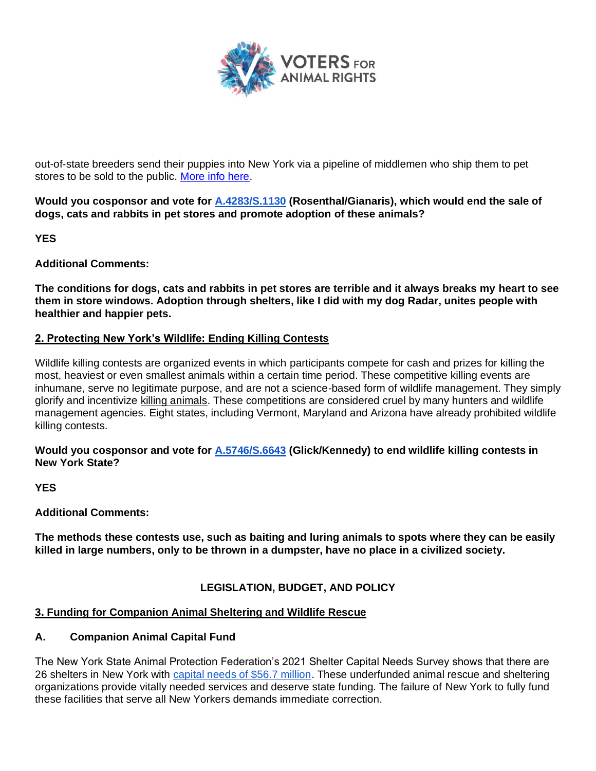out-of-state breeders send their puppies into New York via a pipeline of middlemen who ship them to pet stores to be sold to the public. More info here.

**Would you cosponsor and vote for A.4283/S.1130 (Rosenthal/Gianaris), which would end the sale of dogs, cats and rabbits in pet stores and promote adoption of these animals?**

**YES**

**Additional Comments:**

**The conditions for dogs, cats and rabbits in pet stores are terrible and it always breaks my heart to see them in store windows. Adoption through shelters, like I did with my dog Radar, unites people with healthier and happier pets.**

## 2. Protecting New York's Wildlife: Ending Killing Contests

Wildlife killing contests are organized events in which participants compete for cash and prizes for killing the most, heaviest or even smallest animals within a certain time period. These competitive killing events are inhumane, serve no legitimate purpose, and are not a science-based form of wildlife management. They simply glorify and incentivize killing animals. These competitions are considered cruel by many hunters and wildlife management agencies. Eight states, including Vermont, Maryland and Arizona have already prohibited wildlife killing contests.

**Would you cosponsor and vote for A.5746/S.6643 (Glick/Kennedy) to end wildlife killing contests in New York State?**

**YES**

**Additional Comments:**

**The methods these contests use, such as baiting and luring animals to spots where they can be easily killed in large numbers, only to be thrown in a dumpster, have no place in a civilized society.**

# LEGISLATION, BUDGET, AND POLICY

## 3. Funding for Companion Animal Sheltering and Wildlife Rescue

### A. Companion Animal Capital Fund

The New York State Animal Protection Federation's 2021 Shelter Capital Needs Survey shows that there are 26 shelters in New York with capital needs of $56.7 million. These underfunded animal rescue and sheltering organizations provide vitally needed services and deserve state funding. The failure of New York to fully fund these facilities that serve all New Yorkers demands immediate correction.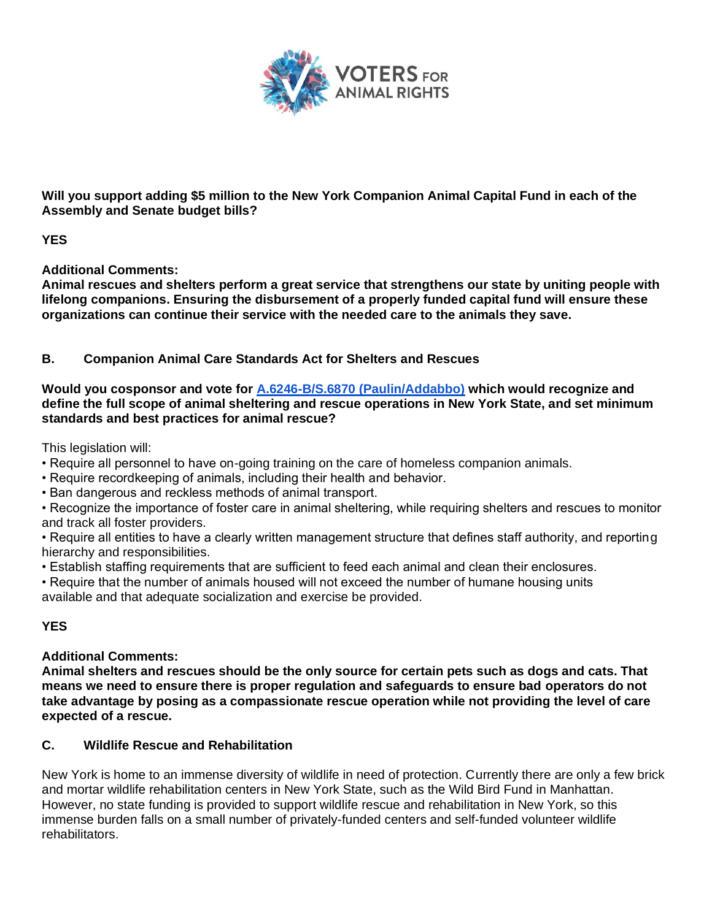**Will you support adding $5 million to the New York Companion Animal Capital Fund in each of the Assembly and Senate budget bills?**

**YES**

**Additional Comments:**
**Animal rescues and shelters perform a great service that strengthens our state by uniting people with lifelong companions. Ensuring the disbursement of a properly funded capital fund will ensure these organizations can continue their service with the needed care to the animals they save.**

### B. Companion Animal Care Standards Act for Shelters and Rescues

**Would you cosponsor and vote for A.6246-B/S.6870 (Paulin/Addabbo) which would recognize and define the full scope of animal sheltering and rescue operations in New York State, and set minimum standards and best practices for animal rescue?**

This legislation will:

- Require all personnel to have on-going training on the care of homeless companion animals.
- Require recordkeeping of animals, including their health and behavior.
- Ban dangerous and reckless methods of animal transport.
- Recognize the importance of foster care in animal sheltering, while requiring shelters and rescues to monitor and track all foster providers.
- Require all entities to have a clearly written management structure that defines staff authority, and reporting hierarchy and responsibilities.
- Establish staffing requirements that are sufficient to feed each animal and clean their enclosures.
- Require that the number of animals housed will not exceed the number of humane housing units available and that adequate socialization and exercise be provided.

**YES**

**Additional Comments:**
**Animal shelters and rescues should be the only source for certain pets such as dogs and cats. That means we need to ensure there is proper regulation and safeguards to ensure bad operators do not take advantage by posing as a compassionate rescue operation while not providing the level of care expected of a rescue.**

### C. Wildlife Rescue and Rehabilitation

New York is home to an immense diversity of wildlife in need of protection. Currently there are only a few brick and mortar wildlife rehabilitation centers in New York State, such as the Wild Bird Fund in Manhattan. However, no state funding is provided to support wildlife rescue and rehabilitation in New York, so this immense burden falls on a small number of privately-funded centers and self-funded volunteer wildlife rehabilitators.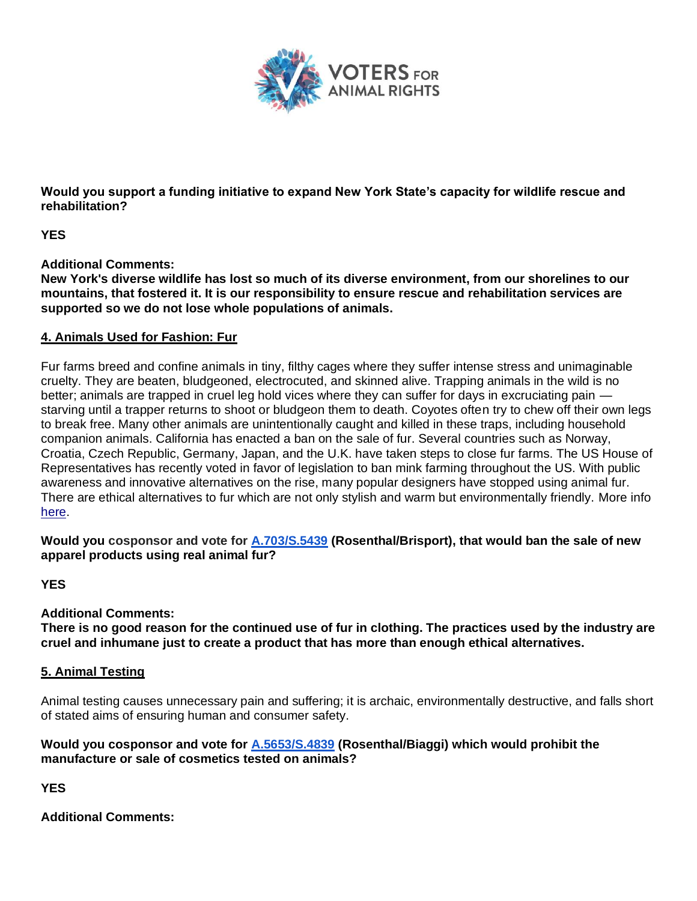**Would you support a funding initiative to expand New York State's capacity for wildlife rescue and rehabilitation?**

**YES**

**Additional Comments:**
**New York's diverse wildlife has lost so much of its diverse environment, from our shorelines to our mountains, that fostered it. It is our responsibility to ensure rescue and rehabilitation services are supported so we do not lose whole populations of animals.**

## 4. Animals Used for Fashion: Fur

Fur farms breed and confine animals in tiny, filthy cages where they suffer intense stress and unimaginable cruelty. They are beaten, bludgeoned, electrocuted, and skinned alive. Trapping animals in the wild is no better; animals are trapped in cruel leg hold vices where they can suffer for days in excruciating pain — starving until a trapper returns to shoot or bludgeon them to death. Coyotes often try to chew off their own legs to break free. Many other animals are unintentionally caught and killed in these traps, including household companion animals. California has enacted a ban on the sale of fur. Several countries such as Norway, Croatia, Czech Republic, Germany, Japan, and the U.K. have taken steps to close fur farms. The US House of Representatives has recently voted in favor of legislation to ban mink farming throughout the US. With public awareness and innovative alternatives on the rise, many popular designers have stopped using animal fur. There are ethical alternatives to fur which are not only stylish and warm but environmentally friendly. More info here.

**Would you cosponsor and vote for A.703/S.5439 (Rosenthal/Brisport), that would ban the sale of new apparel products using real animal fur?**

**YES**

**Additional Comments:**
**There is no good reason for the continued use of fur in clothing. The practices used by the industry are cruel and inhumane just to create a product that has more than enough ethical alternatives.**

## 5. Animal Testing

Animal testing causes unnecessary pain and suffering; it is archaic, environmentally destructive, and falls short of stated aims of ensuring human and consumer safety.

**Would you cosponsor and vote for A.5653/S.4839 (Rosenthal/Biaggi) which would prohibit the manufacture or sale of cosmetics tested on animals?**

**YES**

**Additional Comments:**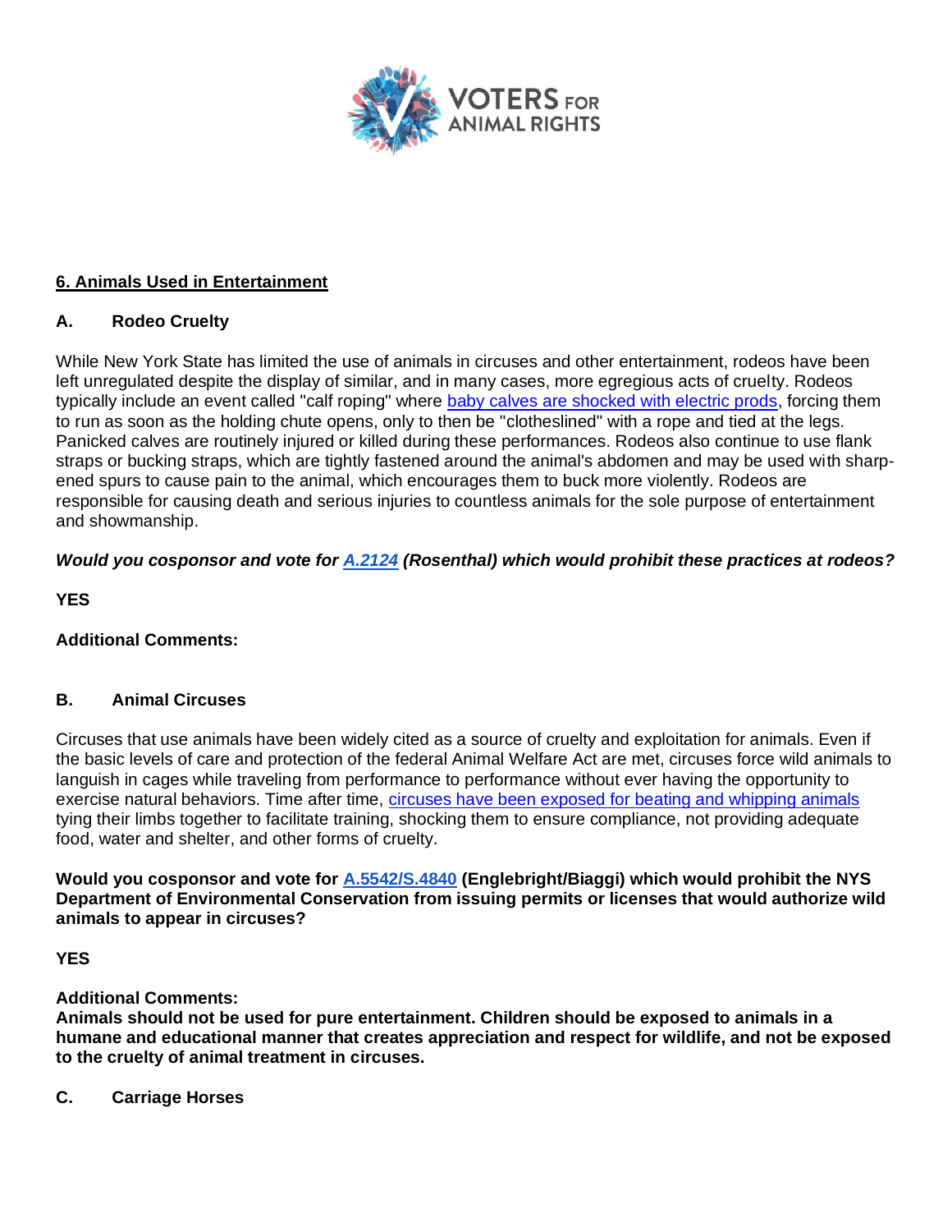VOTERS FOR ANIMAL RIGHTS

## 6. Animals Used in Entertainment

### A. Rodeo Cruelty

While New York State has limited the use of animals in circuses and other entertainment, rodeos have been left unregulated despite the display of similar, and in many cases, more egregious acts of cruelty. Rodeos typically include an event called "calf roping" where baby calves are shocked with electric prods, forcing them to run as soon as the holding chute opens, only to then be "clotheslined" with a rope and tied at the legs. Panicked calves are routinely injured or killed during these performances. Rodeos also continue to use flank straps or bucking straps, which are tightly fastened around the animal's abdomen and may be used with sharp-ened spurs to cause pain to the animal, which encourages them to buck more violently. Rodeos are responsible for causing death and serious injuries to countless animals for the sole purpose of entertainment and showmanship.

***Would you cosponsor and vote for A.2124 (Rosenthal) which would prohibit these practices at rodeos?***

**YES**

**Additional Comments:**

### B. Animal Circuses

Circuses that use animals have been widely cited as a source of cruelty and exploitation for animals. Even if the basic levels of care and protection of the federal Animal Welfare Act are met, circuses force wild animals to languish in cages while traveling from performance to performance without ever having the opportunity to exercise natural behaviors. Time after time, circuses have been exposed for beating and whipping animals tying their limbs together to facilitate training, shocking them to ensure compliance, not providing adequate food, water and shelter, and other forms of cruelty.

**Would you cosponsor and vote for A.5542/S.4840 (Englebright/Biaggi) which would prohibit the NYS Department of Environmental Conservation from issuing permits or licenses that would authorize wild animals to appear in circuses?**

**YES**

**Additional Comments:**
**Animals should not be used for pure entertainment. Children should be exposed to animals in a humane and educational manner that creates appreciation and respect for wildlife, and not be exposed to the cruelty of animal treatment in circuses.**

### C. Carriage Horses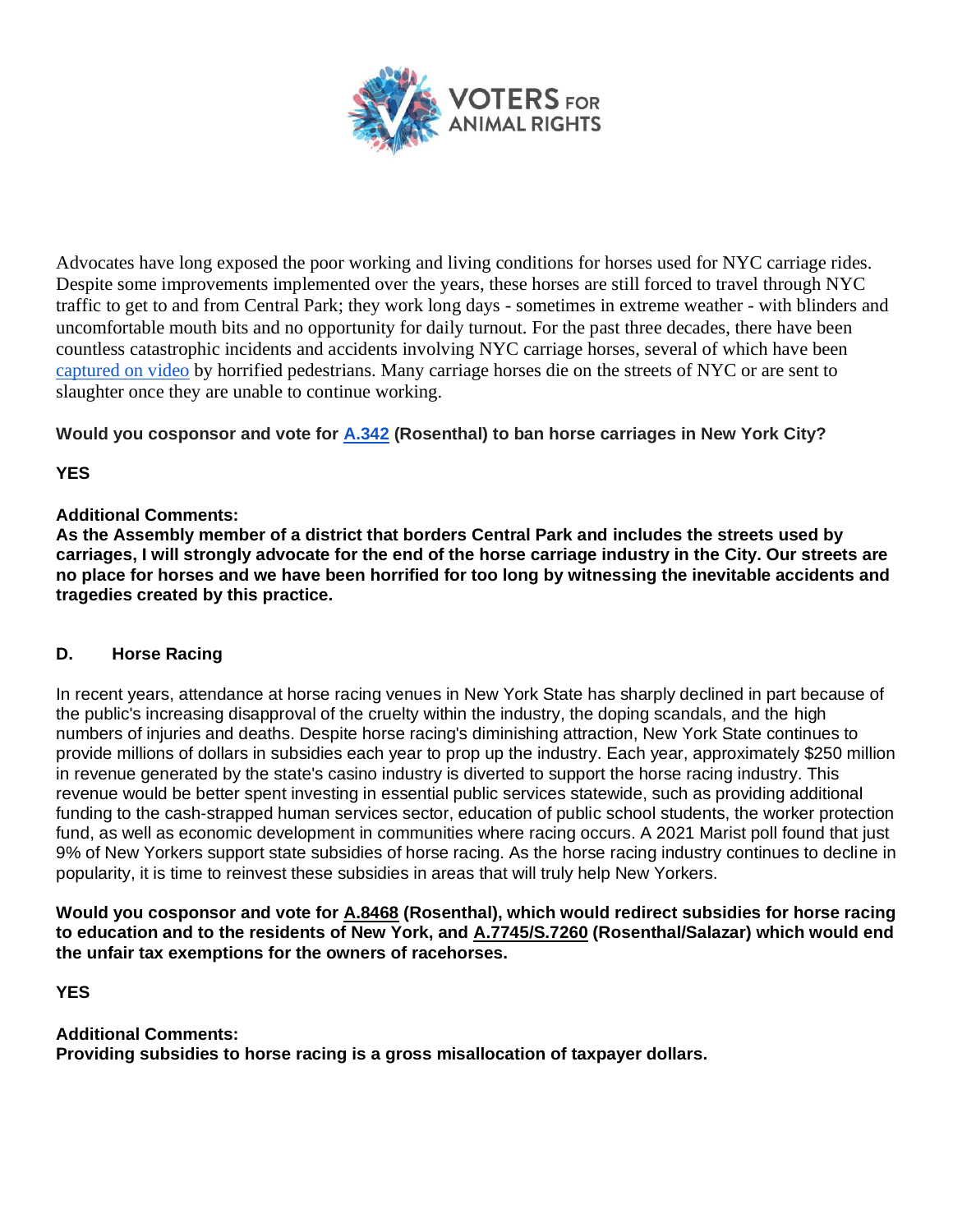Advocates have long exposed the poor working and living conditions for horses used for NYC carriage rides. Despite some improvements implemented over the years, these horses are still forced to travel through NYC traffic to get to and from Central Park; they work long days - sometimes in extreme weather - with blinders and uncomfortable mouth bits and no opportunity for daily turnout. For the past three decades, there have been countless catastrophic incidents and accidents involving NYC carriage horses, several of which have been captured on video by horrified pedestrians. Many carriage horses die on the streets of NYC or are sent to slaughter once they are unable to continue working.

**Would you cosponsor and vote for A.342 (Rosenthal) to ban horse carriages in New York City?**

**YES**

**Additional Comments:**
**As the Assembly member of a district that borders Central Park and includes the streets used by carriages, I will strongly advocate for the end of the horse carriage industry in the City. Our streets are no place for horses and we have been horrified for too long by witnessing the inevitable accidents and tragedies created by this practice.**

### D. Horse Racing

In recent years, attendance at horse racing venues in New York State has sharply declined in part because of the public's increasing disapproval of the cruelty within the industry, the doping scandals, and the high numbers of injuries and deaths. Despite horse racing's diminishing attraction, New York State continues to provide millions of dollars in subsidies each year to prop up the industry. Each year, approximately $250 million in revenue generated by the state's casino industry is diverted to support the horse racing industry. This revenue would be better spent investing in essential public services statewide, such as providing additional funding to the cash-strapped human services sector, education of public school students, the worker protection fund, as well as economic development in communities where racing occurs. A 2021 Marist poll found that just 9% of New Yorkers support state subsidies of horse racing. As the horse racing industry continues to decline in popularity, it is time to reinvest these subsidies in areas that will truly help New Yorkers.

**Would you cosponsor and vote for A.8468 (Rosenthal), which would redirect subsidies for horse racing to education and to the residents of New York, and A.7745/S.7260 (Rosenthal/Salazar) which would end the unfair tax exemptions for the owners of racehorses.**

**YES**

**Additional Comments:**
**Providing subsidies to horse racing is a gross misallocation of taxpayer dollars.**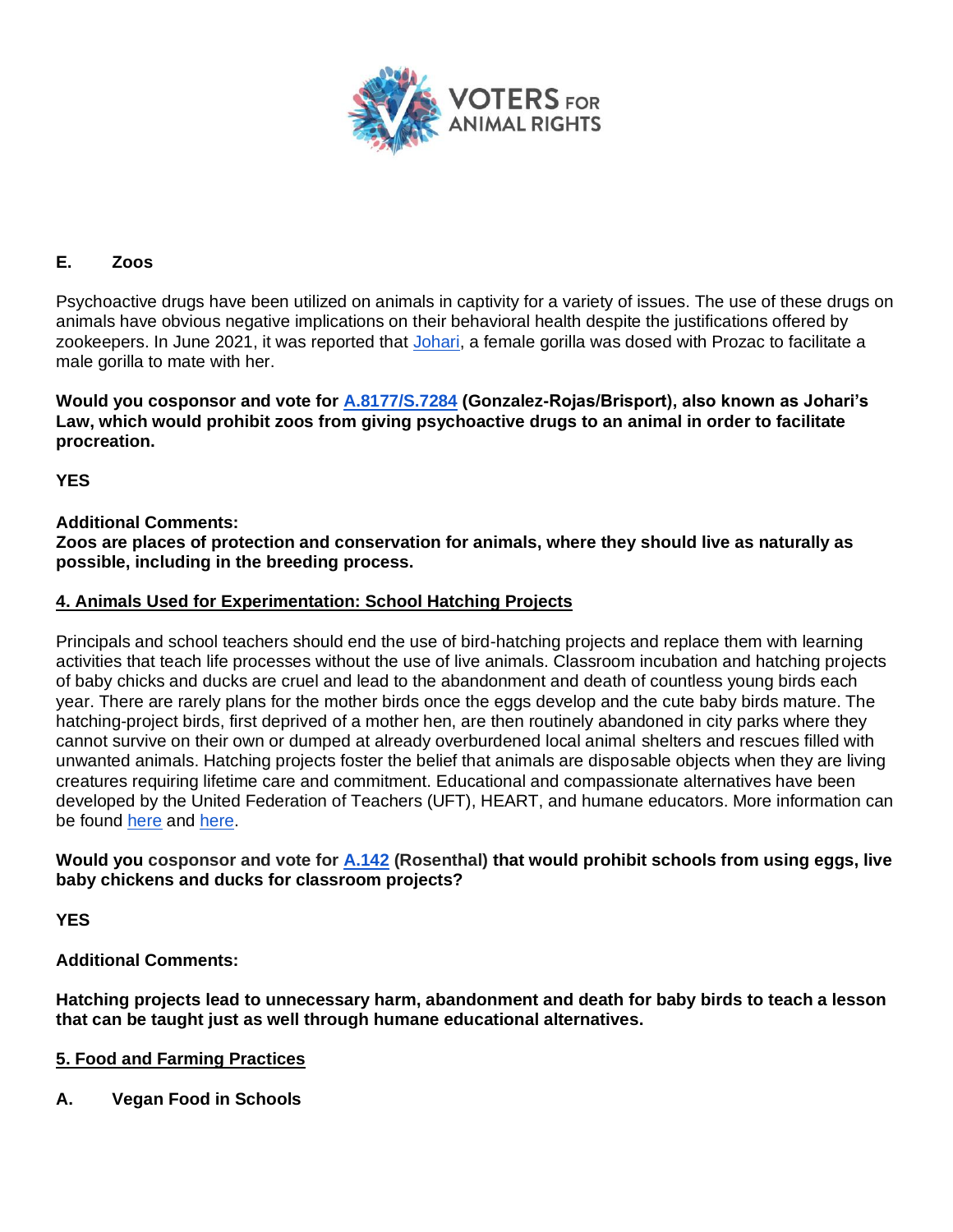### E. Zoos

Psychoactive drugs have been utilized on animals in captivity for a variety of issues. The use of these drugs on animals have obvious negative implications on their behavioral health despite the justifications offered by zookeepers. In June 2021, it was reported that Johari, a female gorilla was dosed with Prozac to facilitate a male gorilla to mate with her.

**Would you cosponsor and vote for A.8177/S.7284 (Gonzalez-Rojas/Brisport), also known as Johari's Law, which would prohibit zoos from giving psychoactive drugs to an animal in order to facilitate procreation.**

**YES**

**Additional Comments:**
**Zoos are places of protection and conservation for animals, where they should live as naturally as possible, including in the breeding process.**

## 4. Animals Used for Experimentation: School Hatching Projects

Principals and school teachers should end the use of bird-hatching projects and replace them with learning activities that teach life processes without the use of live animals. Classroom incubation and hatching projects of baby chicks and ducks are cruel and lead to the abandonment and death of countless young birds each year. There are rarely plans for the mother birds once the eggs develop and the cute baby birds mature. The hatching-project birds, first deprived of a mother hen, are then routinely abandoned in city parks where they cannot survive on their own or dumped at already overburdened local animal shelters and rescues filled with unwanted animals. Hatching projects foster the belief that animals are disposable objects when they are living creatures requiring lifetime care and commitment. Educational and compassionate alternatives have been developed by the United Federation of Teachers (UFT), HEART, and humane educators. More information can be found here and here.

**Would you cosponsor and vote for A.142 (Rosenthal) that would prohibit schools from using eggs, live baby chickens and ducks for classroom projects?**

**YES**

**Additional Comments:**

**Hatching projects lead to unnecessary harm, abandonment and death for baby birds to teach a lesson that can be taught just as well through humane educational alternatives.**

## 5. Food and Farming Practices

### A. Vegan Food in Schools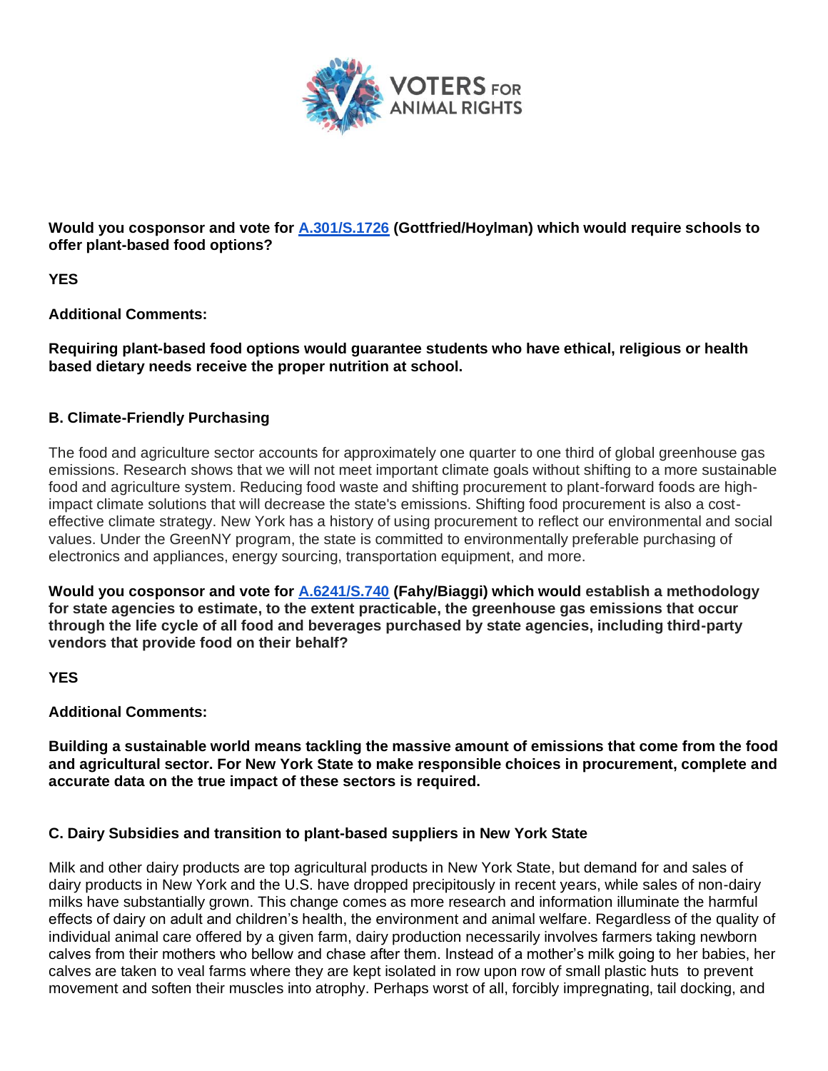**Would you cosponsor and vote for [A.301/S.1726](A.301/S.1726) (Gottfried/Hoylman) which would require schools to offer plant-based food options?**

**YES**

**Additional Comments:**

**Requiring plant-based food options would guarantee students who have ethical, religious or health based dietary needs receive the proper nutrition at school.**

### B. Climate-Friendly Purchasing

The food and agriculture sector accounts for approximately one quarter to one third of global greenhouse gas emissions. Research shows that we will not meet important climate goals without shifting to a more sustainable food and agriculture system. Reducing food waste and shifting procurement to plant-forward foods are high-impact climate solutions that will decrease the state's emissions. Shifting food procurement is also a cost-effective climate strategy. New York has a history of using procurement to reflect our environmental and social values. Under the GreenNY program, the state is committed to environmentally preferable purchasing of electronics and appliances, energy sourcing, transportation equipment, and more.

**Would you cosponsor and vote for [A.6241/S.740](A.6241/S.740) (Fahy/Biaggi) which would establish a methodology for state agencies to estimate, to the extent practicable, the greenhouse gas emissions that occur through the life cycle of all food and beverages purchased by state agencies, including third-party vendors that provide food on their behalf?**

**YES**

**Additional Comments:**

**Building a sustainable world means tackling the massive amount of emissions that come from the food and agricultural sector. For New York State to make responsible choices in procurement, complete and accurate data on the true impact of these sectors is required.**

### C. Dairy Subsidies and transition to plant-based suppliers in New York State

Milk and other dairy products are top agricultural products in New York State, but demand for and sales of dairy products in New York and the U.S. have dropped precipitously in recent years, while sales of non-dairy milks have substantially grown. This change comes as more research and information illuminate the harmful effects of dairy on adult and children's health, the environment and animal welfare. Regardless of the quality of individual animal care offered by a given farm, dairy production necessarily involves farmers taking newborn calves from their mothers who bellow and chase after them. Instead of a mother's milk going to her babies, her calves are taken to veal farms where they are kept isolated in row upon row of small plastic huts to prevent movement and soften their muscles into atrophy. Perhaps worst of all, forcibly impregnating, tail docking, and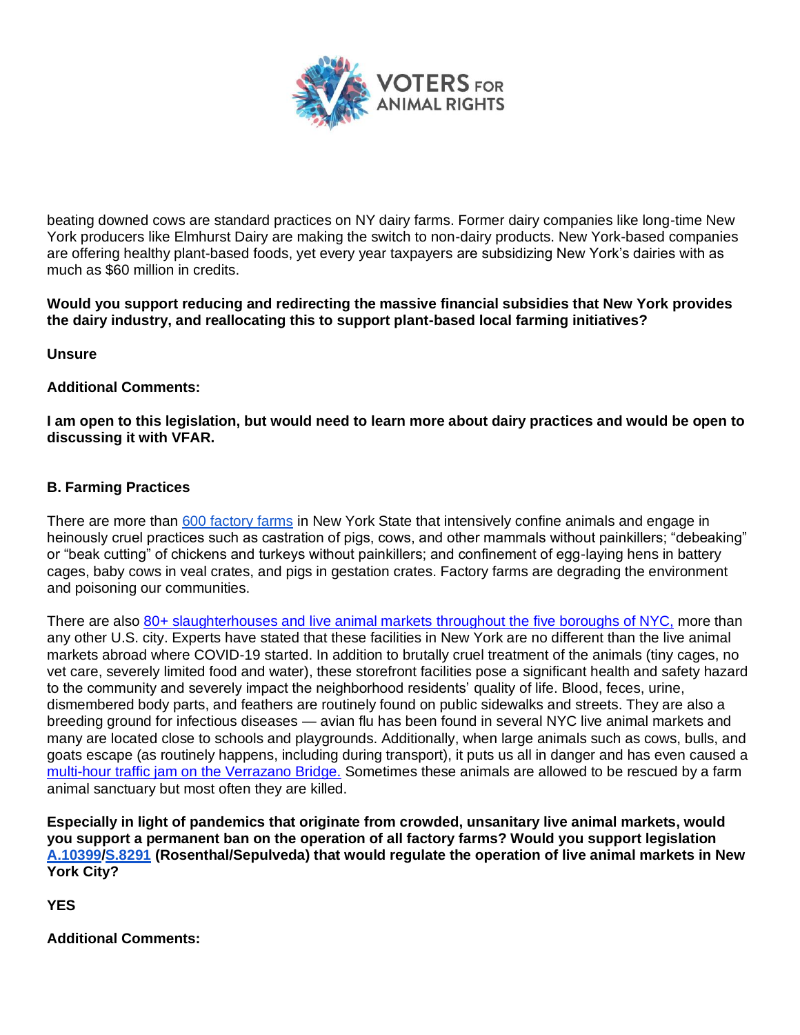beating downed cows are standard practices on NY dairy farms. Former dairy companies like long-time New York producers like Elmhurst Dairy are making the switch to non-dairy products. New York-based companies are offering healthy plant-based foods, yet every year taxpayers are subsidizing New York's dairies with as much as $60 million in credits.

**Would you support reducing and redirecting the massive financial subsidies that New York provides the dairy industry, and reallocating this to support plant-based local farming initiatives?**

**Unsure**

**Additional Comments:**

**I am open to this legislation, but would need to learn more about dairy practices and would be open to discussing it with VFAR.**

### B. Farming Practices

There are more than [600 factory farms] in New York State that intensively confine animals and engage in heinously cruel practices such as castration of pigs, cows, and other mammals without painkillers; "debeaking" or "beak cutting" of chickens and turkeys without painkillers; and confinement of egg-laying hens in battery cages, baby cows in veal crates, and pigs in gestation crates. Factory farms are degrading the environment and poisoning our communities.

There are also [80+ slaughterhouses and live animal markets throughout the five boroughs of NYC,] more than any other U.S. city. Experts have stated that these facilities in New York are no different than the live animal markets abroad where COVID-19 started. In addition to brutally cruel treatment of the animals (tiny cages, no vet care, severely limited food and water), these storefront facilities pose a significant health and safety hazard to the community and severely impact the neighborhood residents' quality of life. Blood, feces, urine, dismembered body parts, and feathers are routinely found on public sidewalks and streets. They are also a breeding ground for infectious diseases — avian flu has been found in several NYC live animal markets and many are located close to schools and playgrounds. Additionally, when large animals such as cows, bulls, and goats escape (as routinely happens, including during transport), it puts us all in danger and has even caused a [multi-hour traffic jam on the Verrazano Bridge.] Sometimes these animals are allowed to be rescued by a farm animal sanctuary but most often they are killed.

**Especially in light of pandemics that originate from crowded, unsanitary live animal markets, would you support a permanent ban on the operation of all factory farms? Would you support legislation A.10399/S.8291 (Rosenthal/Sepulveda) that would regulate the operation of live animal markets in New York City?**

**YES**

**Additional Comments:**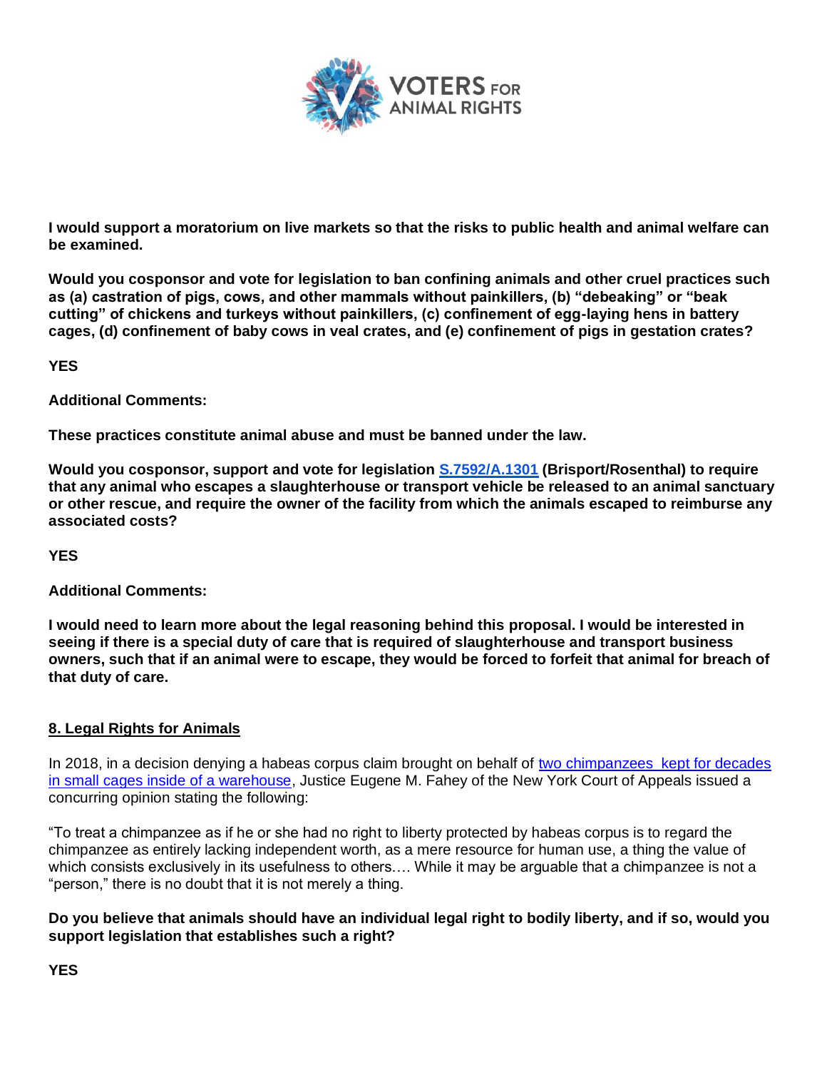**I would support a moratorium on live markets so that the risks to public health and animal welfare can be examined.**

**Would you cosponsor and vote for legislation to ban confining animals and other cruel practices such as (a) castration of pigs, cows, and other mammals without painkillers, (b) "debeaking" or "beak cutting" of chickens and turkeys without painkillers, (c) confinement of egg-laying hens in battery cages, (d) confinement of baby cows in veal crates, and (e) confinement of pigs in gestation crates?**

**YES**

**Additional Comments:**

**These practices constitute animal abuse and must be banned under the law.**

**Would you cosponsor, support and vote for legislation S.7592/A.1301 (Brisport/Rosenthal) to require that any animal who escapes a slaughterhouse or transport vehicle be released to an animal sanctuary or other rescue, and require the owner of the facility from which the animals escaped to reimburse any associated costs?**

**YES**

**Additional Comments:**

**I would need to learn more about the legal reasoning behind this proposal. I would be interested in seeing if there is a special duty of care that is required of slaughterhouse and transport business owners, such that if an animal were to escape, they would be forced to forfeit that animal for breach of that duty of care.**

## 8. Legal Rights for Animals

In 2018, in a decision denying a habeas corpus claim brought on behalf of two chimpanzees kept for decades in small cages inside of a warehouse, Justice Eugene M. Fahey of the New York Court of Appeals issued a concurring opinion stating the following:

"To treat a chimpanzee as if he or she had no right to liberty protected by habeas corpus is to regard the chimpanzee as entirely lacking independent worth, as a mere resource for human use, a thing the value of which consists exclusively in its usefulness to others.… While it may be arguable that a chimpanzee is not a "person," there is no doubt that it is not merely a thing.

**Do you believe that animals should have an individual legal right to bodily liberty, and if so, would you support legislation that establishes such a right?**

**YES**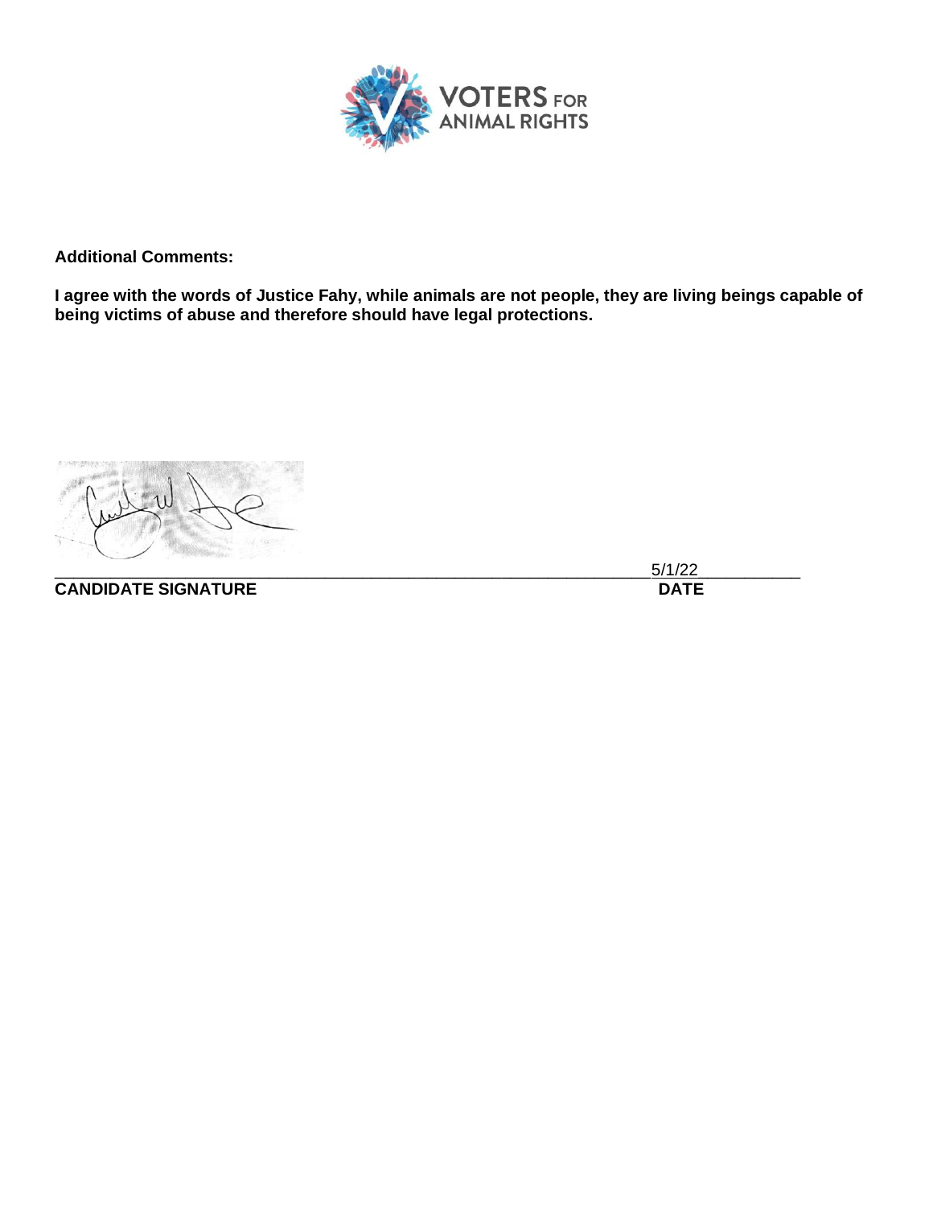**Additional Comments:**

**I agree with the words of Justice Fahy, while animals are not people, they are living beings capable of being victims of abuse and therefore should have legal protections.**

**CANDIDATE SIGNATURE** 

**DATE** 5/1/22